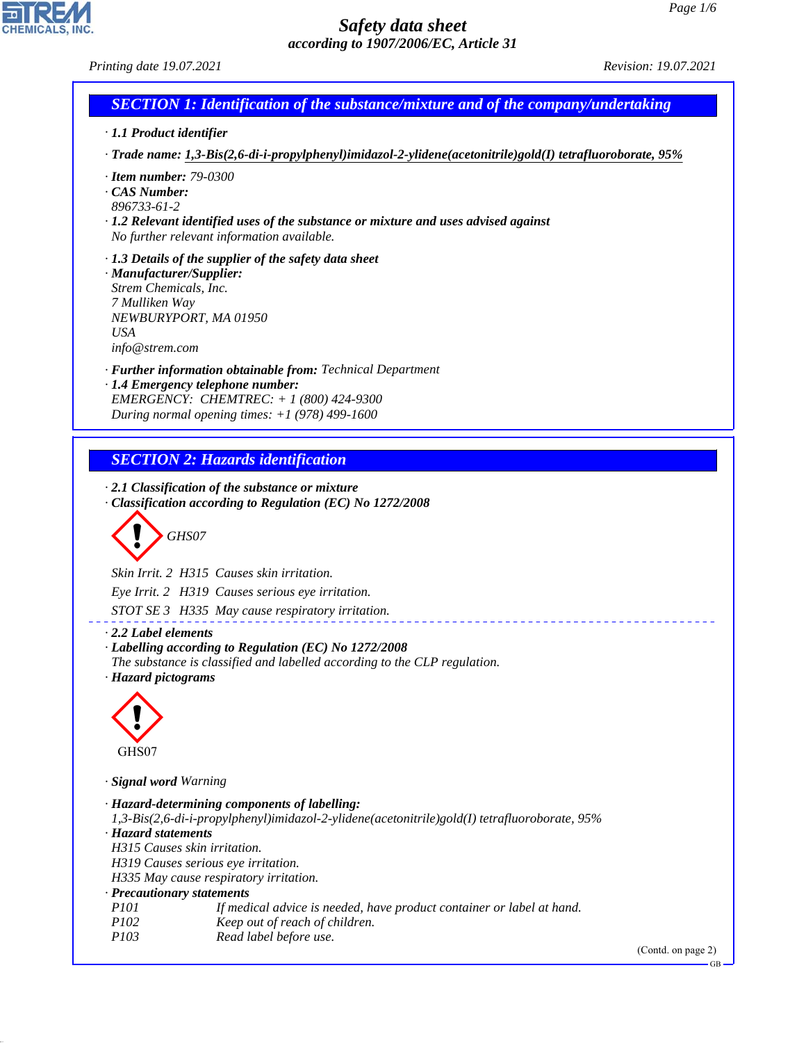# Safety data sheet

*according to 1907/2006/EC, Article 31*

*Printing date 19.07.2021* *Revision: 19.07.2021*

## SECTION 1: Identification of the substance/mixture and of the company/undertaking

· **1.1 Product identifier**

· **Trade name:** **1,3-Bis(2,6-di-i-propylphenyl)imidazol-2-ylidene(acetonitrile)gold(I) tetrafluoroborate, 95%**

· **Item number:** 79-0300
· **CAS Number:**
896733-61-2
· **1.2 Relevant identified uses of the substance or mixture and uses advised against**
No further relevant information available.

· **1.3 Details of the supplier of the safety data sheet**
· **Manufacturer/Supplier:**
Strem Chemicals, Inc.
7 Mulliken Way
NEWBURYPORT, MA 01950
USA
info@strem.com

· **Further information obtainable from:** Technical Department
· **1.4 Emergency telephone number:**
EMERGENCY: CHEMTREC: + 1 (800) 424-9300
During normal opening times: +1 (978) 499-1600

## SECTION 2: Hazards identification

· **2.1 Classification of the substance or mixture**
· **Classification according to Regulation (EC) No 1272/2008**

GHS07

Skin Irrit. 2 H315 Causes skin irritation.

Eye Irrit. 2 H319 Causes serious eye irritation.

STOT SE 3 H335 May cause respiratory irritation.

· **2.2 Label elements**
· **Labelling according to Regulation (EC) No 1272/2008**
The substance is classified and labelled according to the CLP regulation.
· **Hazard pictograms**

GHS07

· **Signal word** Warning

· **Hazard-determining components of labelling:**
1,3-Bis(2,6-di-i-propylphenyl)imidazol-2-ylidene(acetonitrile)gold(I) tetrafluoroborate, 95%
· **Hazard statements**
H315 Causes skin irritation.
H319 Causes serious eye irritation.
H335 May cause respiratory irritation.
· **Precautionary statements**

| | |
|---|---|
| P101 | If medical advice is needed, have product container or label at hand. |
| P102 | Keep out of reach of children. |
| P103 | Read label before use. |

(Contd. on page 2)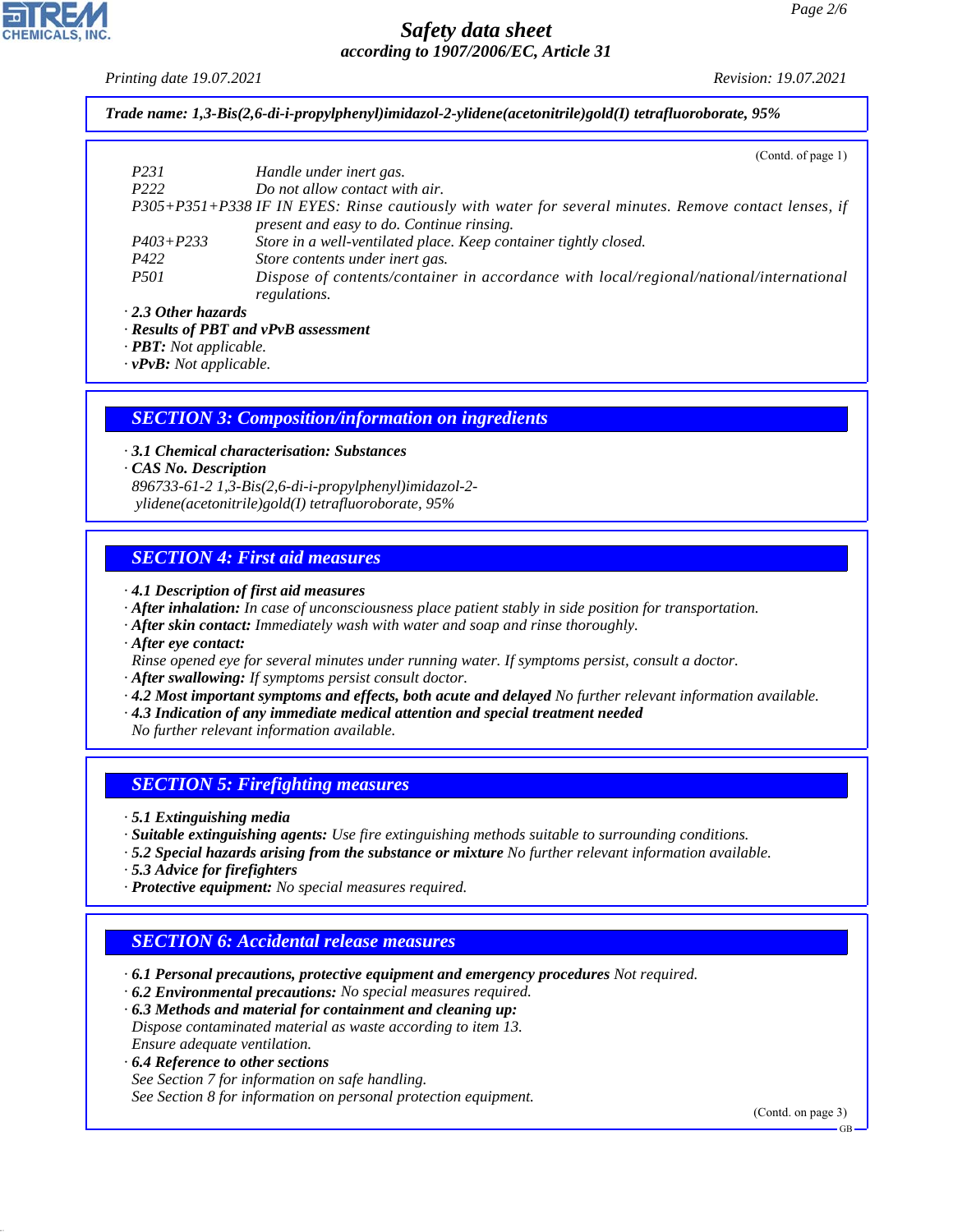**Trade name: 1,3-Bis(2,6-di-i-propylphenyl)imidazol-2-ylidene(acetonitrile)gold(I) tetrafluoroborate, 95%**

(Contd. of page 1)

| | |
|---|---|
| P231 | Handle under inert gas. |
| P222 | Do not allow contact with air. |
| P305+P351+P338 | IF IN EYES: Rinse cautiously with water for several minutes. Remove contact lenses, if present and easy to do. Continue rinsing. |
| P403+P233 | Store in a well-ventilated place. Keep container tightly closed. |
| P422 | Store contents under inert gas. |
| P501 | Dispose of contents/container in accordance with local/regional/national/international regulations. |

· **2.3 Other hazards**
· **Results of PBT and vPvB assessment**
· **PBT:** Not applicable.
· **vPvB:** Not applicable.

## SECTION 3: Composition/information on ingredients

· **3.1 Chemical characterisation: Substances**
· **CAS No. Description**
896733-61-2 1,3-Bis(2,6-di-i-propylphenyl)imidazol-2-ylidene(acetonitrile)gold(I) tetrafluoroborate, 95%

## SECTION 4: First aid measures

· **4.1 Description of first aid measures**
· **After inhalation:** In case of unconsciousness place patient stably in side position for transportation.
· **After skin contact:** Immediately wash with water and soap and rinse thoroughly.
· **After eye contact:**
Rinse opened eye for several minutes under running water. If symptoms persist, consult a doctor.
· **After swallowing:** If symptoms persist consult doctor.
· **4.2 Most important symptoms and effects, both acute and delayed** No further relevant information available.
· **4.3 Indication of any immediate medical attention and special treatment needed**
No further relevant information available.

## SECTION 5: Firefighting measures

· **5.1 Extinguishing media**
· **Suitable extinguishing agents:** Use fire extinguishing methods suitable to surrounding conditions.
· **5.2 Special hazards arising from the substance or mixture** No further relevant information available.
· **5.3 Advice for firefighters**
· **Protective equipment:** No special measures required.

## SECTION 6: Accidental release measures

· **6.1 Personal precautions, protective equipment and emergency procedures** Not required.
· **6.2 Environmental precautions:** No special measures required.
· **6.3 Methods and material for containment and cleaning up:**
Dispose contaminated material as waste according to item 13.
Ensure adequate ventilation.
· **6.4 Reference to other sections**
See Section 7 for information on safe handling.
See Section 8 for information on personal protection equipment.

(Contd. on page 3)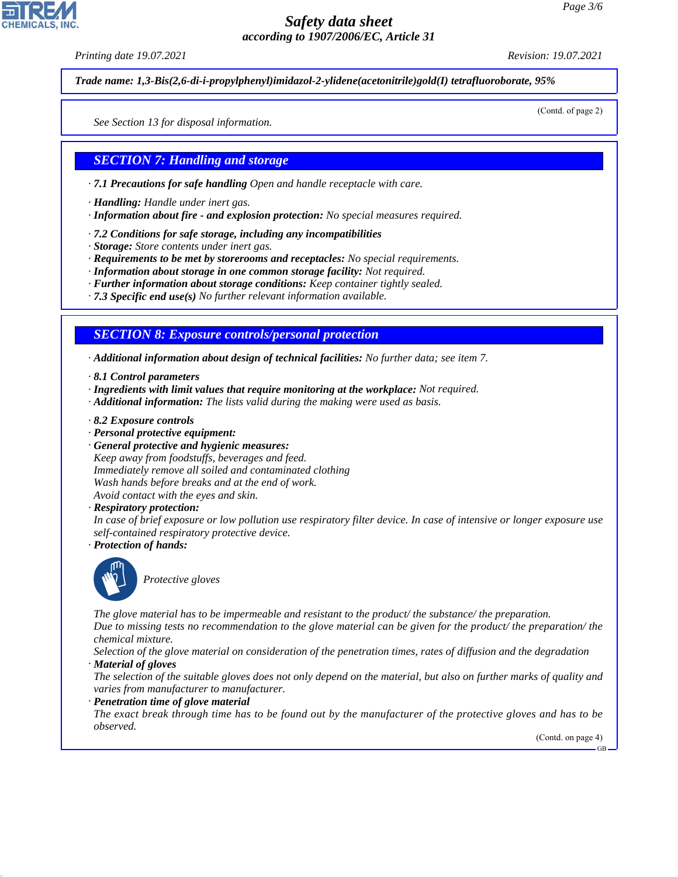**Trade name: 1,3-Bis(2,6-di-i-propylphenyl)imidazol-2-ylidene(acetonitrile)gold(I) tetrafluoroborate, 95%**

(Contd. of page 2)

*See Section 13 for disposal information.*

## SECTION 7: Handling and storage

· **7.1 Precautions for safe handling** Open and handle receptacle with care.

· **Handling:** Handle under inert gas.
· **Information about fire - and explosion protection:** No special measures required.

· **7.2 Conditions for safe storage, including any incompatibilities**
· **Storage:** Store contents under inert gas.
· **Requirements to be met by storerooms and receptacles:** No special requirements.
· **Information about storage in one common storage facility:** Not required.
· **Further information about storage conditions:** Keep container tightly sealed.
· **7.3 Specific end use(s)** No further relevant information available.

## SECTION 8: Exposure controls/personal protection

· **Additional information about design of technical facilities:** No further data; see item 7.

· **8.1 Control parameters**
· **Ingredients with limit values that require monitoring at the workplace:** Not required.
· **Additional information:** The lists valid during the making were used as basis.

· **8.2 Exposure controls**
· **Personal protective equipment:**
· **General protective and hygienic measures:**
Keep away from foodstuffs, beverages and feed.
Immediately remove all soiled and contaminated clothing
Wash hands before breaks and at the end of work.
Avoid contact with the eyes and skin.
· **Respiratory protection:**
In case of brief exposure or low pollution use respiratory filter device. In case of intensive or longer exposure use self-contained respiratory protective device.
· **Protection of hands:**

Protective gloves

The glove material has to be impermeable and resistant to the product/ the substance/ the preparation.
Due to missing tests no recommendation to the glove material can be given for the product/ the preparation/ the chemical mixture.
Selection of the glove material on consideration of the penetration times, rates of diffusion and the degradation
· **Material of gloves**
The selection of the suitable gloves does not only depend on the material, but also on further marks of quality and varies from manufacturer to manufacturer.
· **Penetration time of glove material**
The exact break through time has to be found out by the manufacturer of the protective gloves and has to be observed.

(Contd. on page 4)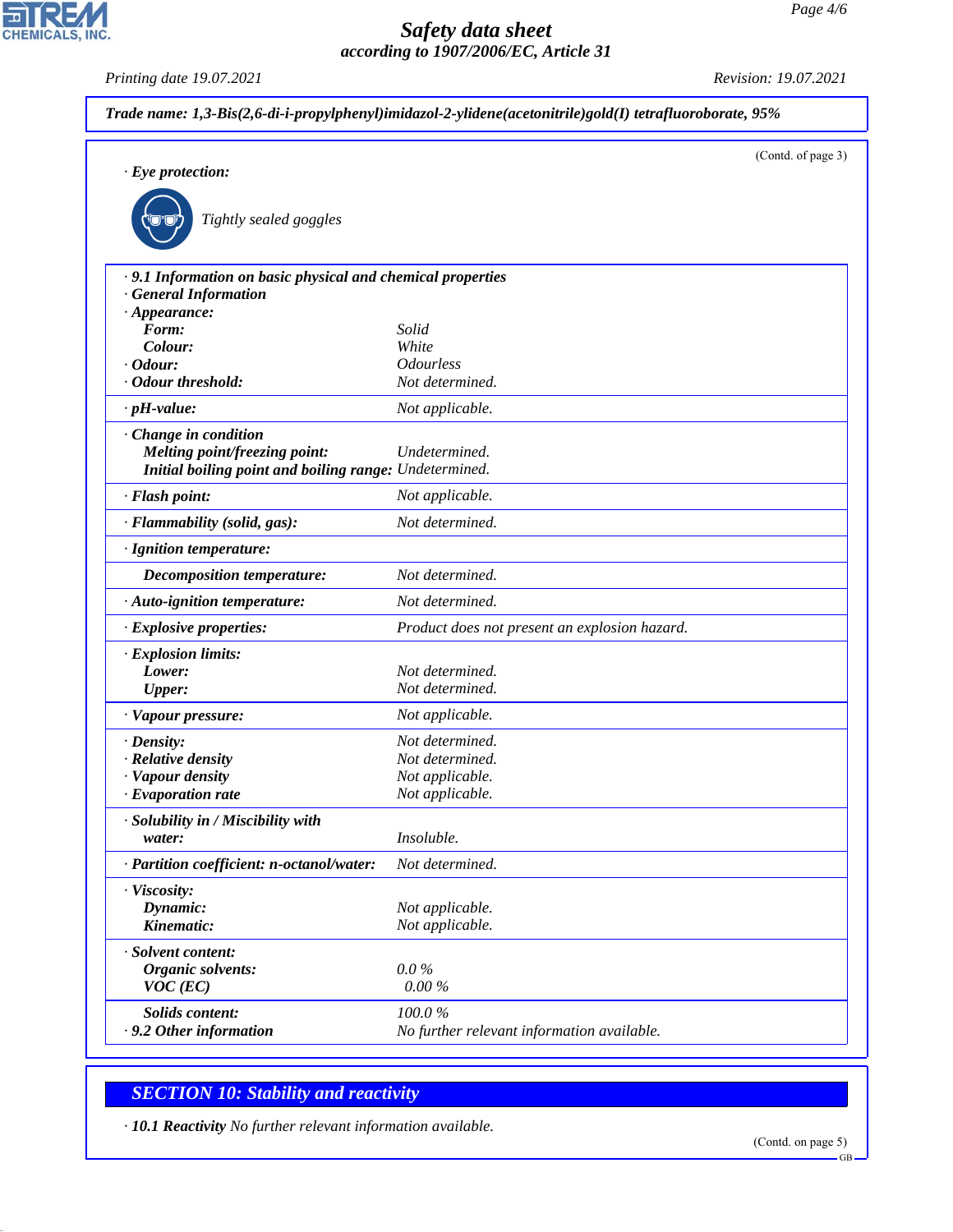**Trade name: 1,3-Bis(2,6-di-i-propylphenyl)imidazol-2-ylidene(acetonitrile)gold(I) tetrafluoroborate, 95%**

(Contd. of page 3)

· **Eye protection:**

Tightly sealed goggles

| | |
|---|---|
| · **9.1 Information on basic physical and chemical properties** | |
| · **General Information** | |
| · **Appearance:** | |
| **Form:** | Solid |
| **Colour:** | White |
| · **Odour:** | Odourless |
| · **Odour threshold:** | Not determined. |
| · **pH-value:** | Not applicable. |
| · **Change in condition** | |
| **Melting point/freezing point:** | Undetermined. |
| **Initial boiling point and boiling range:** | Undetermined. |
| · **Flash point:** | Not applicable. |
| · **Flammability (solid, gas):** | Not determined. |
| · **Ignition temperature:** | |
| **Decomposition temperature:** | Not determined. |
| · **Auto-ignition temperature:** | Not determined. |
| · **Explosive properties:** | Product does not present an explosion hazard. |
| · **Explosion limits:** | |
| **Lower:** | Not determined. |
| **Upper:** | Not determined. |
| · **Vapour pressure:** | Not applicable. |
| · **Density:** | Not determined. |
| · **Relative density** | Not determined. |
| · **Vapour density** | Not applicable. |
| · **Evaporation rate** | Not applicable. |
| · **Solubility in / Miscibility with** | |
| **water:** | Insoluble. |
| · **Partition coefficient: n-octanol/water:** | Not determined. |
| · **Viscosity:** | |
| **Dynamic:** | Not applicable. |
| **Kinematic:** | Not applicable. |
| · **Solvent content:** | |
| **Organic solvents:** | 0.0 % |
| **VOC (EC)** | 0.00 % |
| **Solids content:** | 100.0 % |
| · **9.2 Other information** | No further relevant information available. |

## SECTION 10: Stability and reactivity

· **10.1 Reactivity** No further relevant information available.

(Contd. on page 5)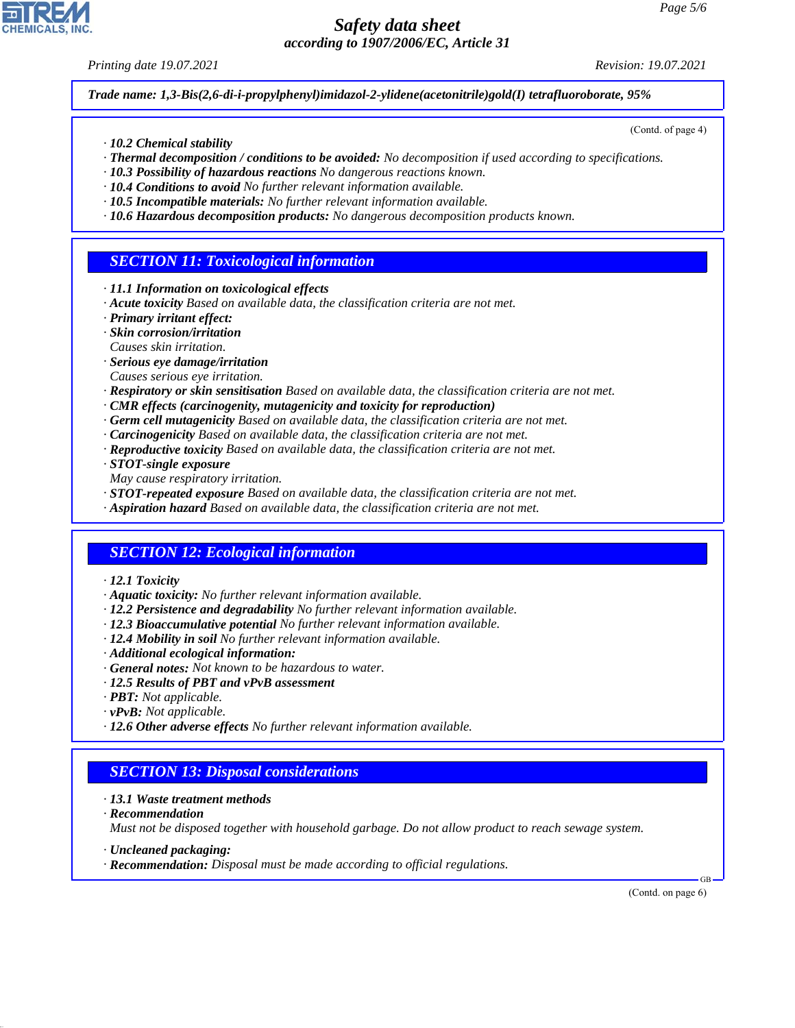**Trade name: 1,3-Bis(2,6-di-i-propylphenyl)imidazol-2-ylidene(acetonitrile)gold(I) tetrafluoroborate, 95%**

(Contd. of page 4)

· ***10.2 Chemical stability***
· ***Thermal decomposition / conditions to be avoided:*** *No decomposition if used according to specifications.*
· ***10.3 Possibility of hazardous reactions*** *No dangerous reactions known.*
· ***10.4 Conditions to avoid*** *No further relevant information available.*
· ***10.5 Incompatible materials:*** *No further relevant information available.*
· ***10.6 Hazardous decomposition products:*** *No dangerous decomposition products known.*

## SECTION 11: Toxicological information

· ***11.1 Information on toxicological effects***
· ***Acute toxicity*** *Based on available data, the classification criteria are not met.*
· ***Primary irritant effect:***
· ***Skin corrosion/irritation***
*Causes skin irritation.*
· ***Serious eye damage/irritation***
*Causes serious eye irritation.*
· ***Respiratory or skin sensitisation*** *Based on available data, the classification criteria are not met.*
· ***CMR effects (carcinogenity, mutagenicity and toxicity for reproduction)***
· ***Germ cell mutagenicity*** *Based on available data, the classification criteria are not met.*
· ***Carcinogenicity*** *Based on available data, the classification criteria are not met.*
· ***Reproductive toxicity*** *Based on available data, the classification criteria are not met.*
· ***STOT-single exposure***
*May cause respiratory irritation.*
· ***STOT-repeated exposure*** *Based on available data, the classification criteria are not met.*
· ***Aspiration hazard*** *Based on available data, the classification criteria are not met.*

## SECTION 12: Ecological information

· ***12.1 Toxicity***
· ***Aquatic toxicity:*** *No further relevant information available.*
· ***12.2 Persistence and degradability*** *No further relevant information available.*
· ***12.3 Bioaccumulative potential*** *No further relevant information available.*
· ***12.4 Mobility in soil*** *No further relevant information available.*
· ***Additional ecological information:***
· ***General notes:*** *Not known to be hazardous to water.*
· ***12.5 Results of PBT and vPvB assessment***
· ***PBT:*** *Not applicable.*
· ***vPvB:*** *Not applicable.*
· ***12.6 Other adverse effects*** *No further relevant information available.*

## SECTION 13: Disposal considerations

· ***13.1 Waste treatment methods***
· ***Recommendation***
*Must not be disposed together with household garbage. Do not allow product to reach sewage system.*

· ***Uncleaned packaging:***
· ***Recommendation:*** *Disposal must be made according to official regulations.*

(Contd. on page 6)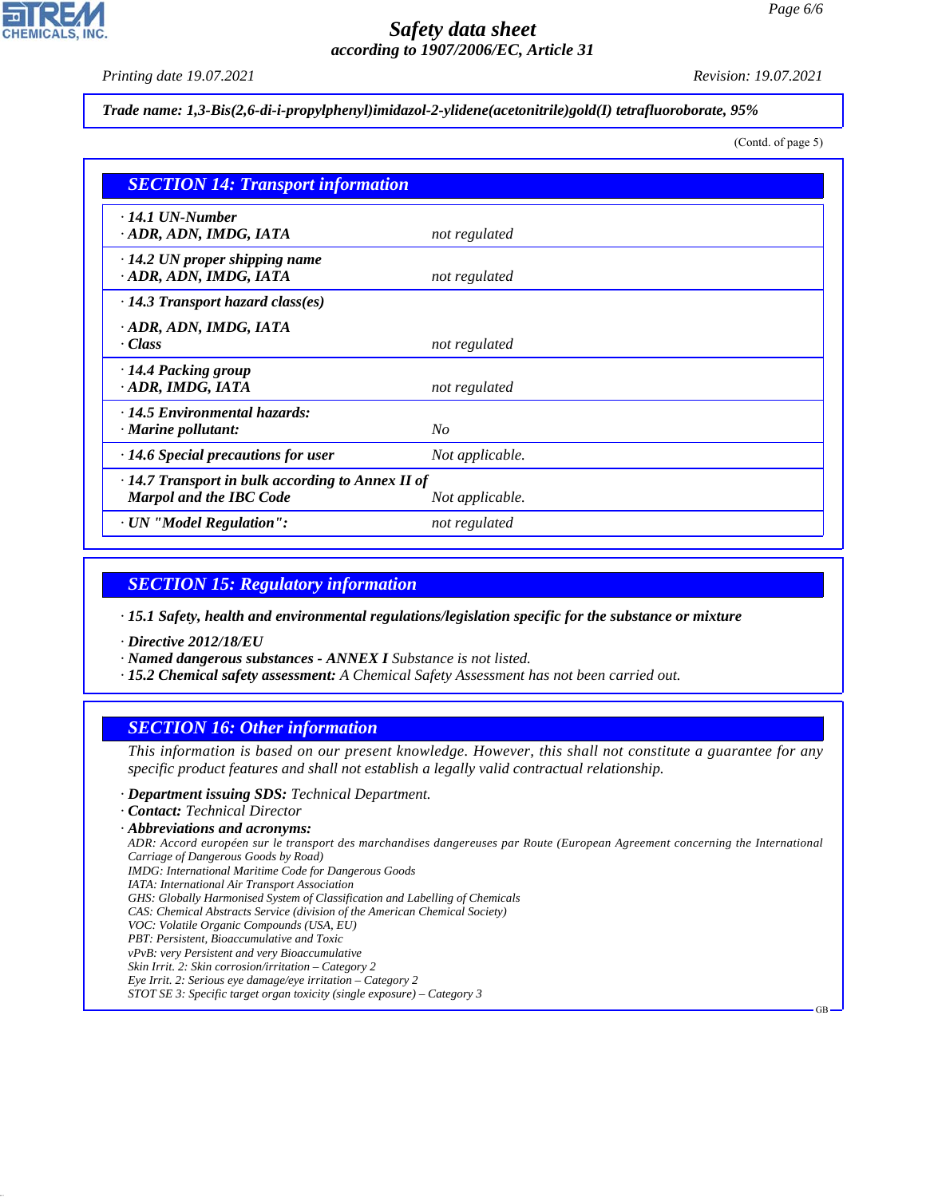**Trade name: 1,3-Bis(2,6-di-i-propylphenyl)imidazol-2-ylidene(acetonitrile)gold(I) tetrafluoroborate, 95%**

(Contd. of page 5)

## SECTION 14: Transport information

| | |
|---|---|
| · **14.1 UN-Number** · **ADR, ADN, IMDG, IATA** | not regulated |
| · **14.2 UN proper shipping name** · **ADR, ADN, IMDG, IATA** | not regulated |
| · **14.3 Transport hazard class(es)** · **ADR, ADN, IMDG, IATA** · **Class** | not regulated |
| · **14.4 Packing group** · **ADR, IMDG, IATA** | not regulated |
| · **14.5 Environmental hazards:** · **Marine pollutant:** | No |
| · **14.6 Special precautions for user** | Not applicable. |
| · **14.7 Transport in bulk according to Annex II of Marpol and the IBC Code** | Not applicable. |
| · **UN "Model Regulation":** | not regulated |

## SECTION 15: Regulatory information

· **15.1 Safety, health and environmental regulations/legislation specific for the substance or mixture**

· **Directive 2012/18/EU**
· **Named dangerous substances - ANNEX I** Substance is not listed.
· **15.2 Chemical safety assessment:** A Chemical Safety Assessment has not been carried out.

## SECTION 16: Other information

This information is based on our present knowledge. However, this shall not constitute a guarantee for any specific product features and shall not establish a legally valid contractual relationship.

· **Department issuing SDS:** Technical Department.
· **Contact:** Technical Director
· **Abbreviations and acronyms:**
ADR: Accord européen sur le transport des marchandises dangereuses par Route (European Agreement concerning the International Carriage of Dangerous Goods by Road)
IMDG: International Maritime Code for Dangerous Goods
IATA: International Air Transport Association
GHS: Globally Harmonised System of Classification and Labelling of Chemicals
CAS: Chemical Abstracts Service (division of the American Chemical Society)
VOC: Volatile Organic Compounds (USA, EU)
PBT: Persistent, Bioaccumulative and Toxic
vPvB: very Persistent and very Bioaccumulative
Skin Irrit. 2: Skin corrosion/irritation – Category 2
Eye Irrit. 2: Serious eye damage/eye irritation – Category 2
STOT SE 3: Specific target organ toxicity (single exposure) – Category 3